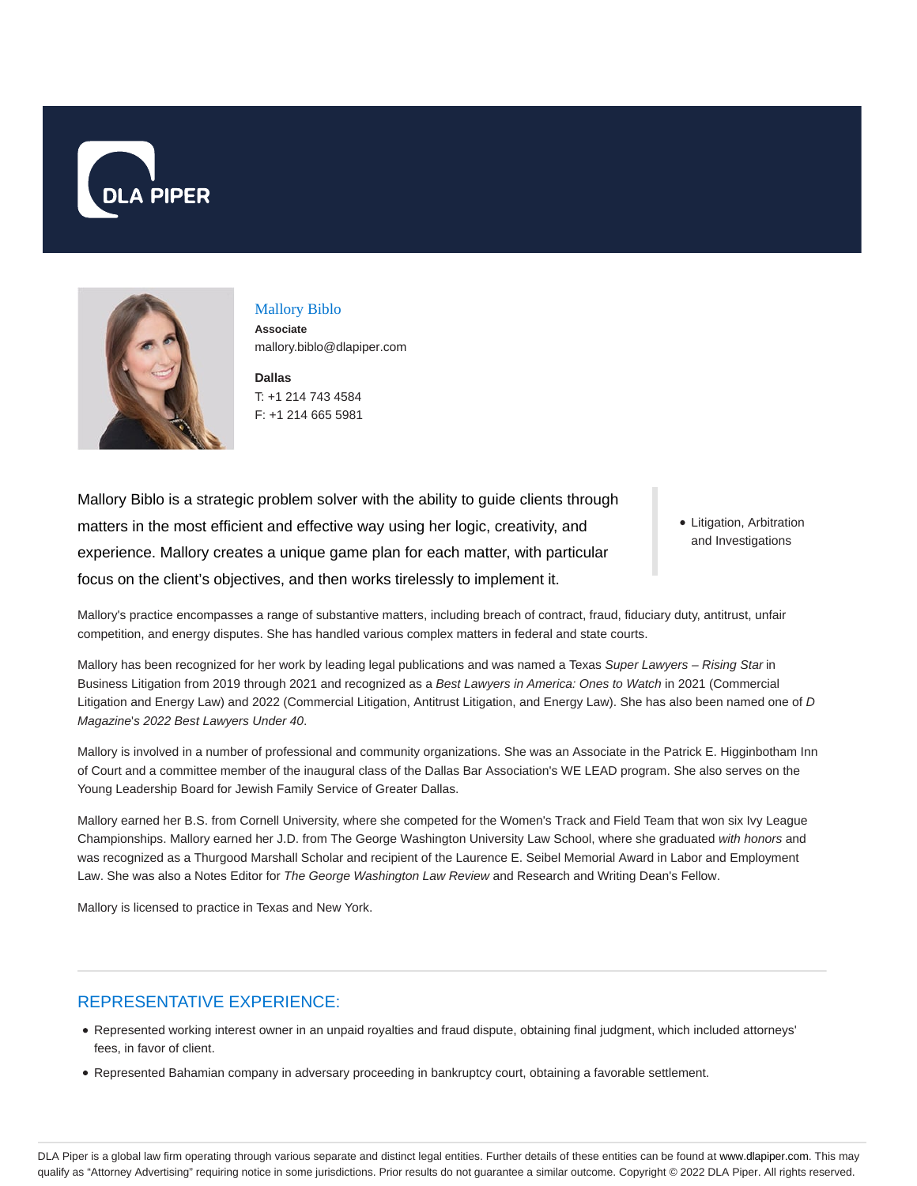# Mallory Biblo

**Associate**
mallory.biblo@dlapiper.com

**Dallas**
T: +1 214 743 4584
F: +1 214 665 5981

Mallory Biblo is a strategic problem solver with the ability to guide clients through matters in the most efficient and effective way using her logic, creativity, and experience. Mallory creates a unique game plan for each matter, with particular focus on the client's objectives, and then works tirelessly to implement it.

- Litigation, Arbitration and Investigations

Mallory's practice encompasses a range of substantive matters, including breach of contract, fraud, fiduciary duty, antitrust, unfair competition, and energy disputes. She has handled various complex matters in federal and state courts.

Mallory has been recognized for her work by leading legal publications and was named a Texas *Super Lawyers – Rising Star* in Business Litigation from 2019 through 2021 and recognized as a *Best Lawyers in America: Ones to Watch* in 2021 (Commercial Litigation and Energy Law) and 2022 (Commercial Litigation, Antitrust Litigation, and Energy Law). She has also been named one of *D Magazine's 2022 Best Lawyers Under 40*.

Mallory is involved in a number of professional and community organizations. She was an Associate in the Patrick E. Higginbotham Inn of Court and a committee member of the inaugural class of the Dallas Bar Association's WE LEAD program. She also serves on the Young Leadership Board for Jewish Family Service of Greater Dallas.

Mallory earned her B.S. from Cornell University, where she competed for the Women's Track and Field Team that won six Ivy League Championships. Mallory earned her J.D. from The George Washington University Law School, where she graduated *with honors* and was recognized as a Thurgood Marshall Scholar and recipient of the Laurence E. Seibel Memorial Award in Labor and Employment Law. She was also a Notes Editor for *The George Washington Law Review* and Research and Writing Dean's Fellow.

Mallory is licensed to practice in Texas and New York.

## REPRESENTATIVE EXPERIENCE:

- Represented working interest owner in an unpaid royalties and fraud dispute, obtaining final judgment, which included attorneys' fees, in favor of client.
- Represented Bahamian company in adversary proceeding in bankruptcy court, obtaining a favorable settlement.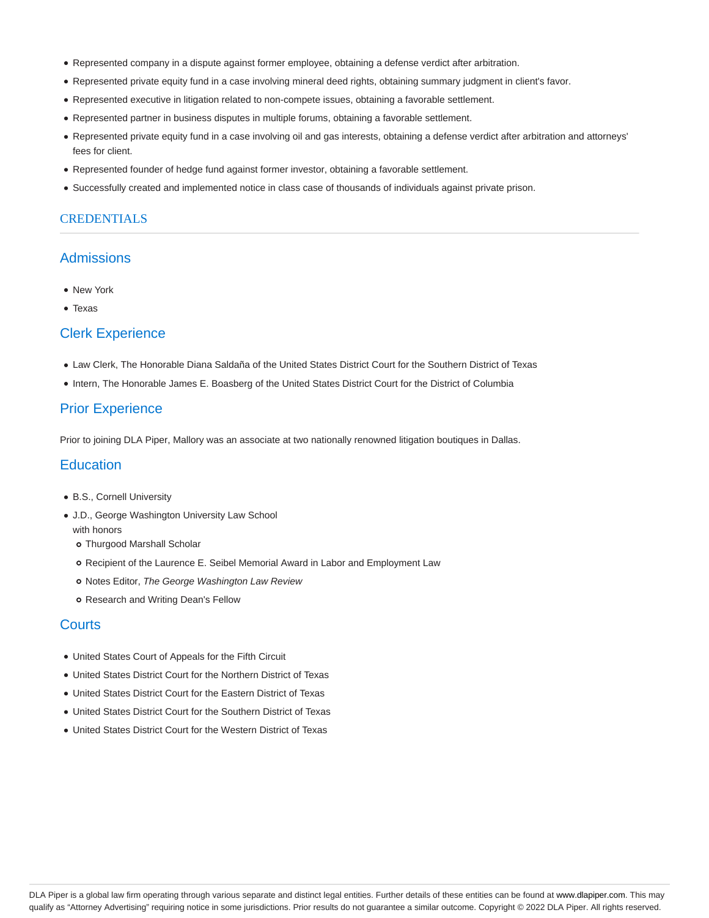- Represented company in a dispute against former employee, obtaining a defense verdict after arbitration.
- Represented private equity fund in a case involving mineral deed rights, obtaining summary judgment in client's favor.
- Represented executive in litigation related to non-compete issues, obtaining a favorable settlement.
- Represented partner in business disputes in multiple forums, obtaining a favorable settlement.
- Represented private equity fund in a case involving oil and gas interests, obtaining a defense verdict after arbitration and attorneys' fees for client.
- Represented founder of hedge fund against former investor, obtaining a favorable settlement.
- Successfully created and implemented notice in class case of thousands of individuals against private prison.

## CREDENTIALS

### Admissions

- New York
- Texas

### Clerk Experience

- Law Clerk, The Honorable Diana Saldaña of the United States District Court for the Southern District of Texas
- Intern, The Honorable James E. Boasberg of the United States District Court for the District of Columbia

### Prior Experience

Prior to joining DLA Piper, Mallory was an associate at two nationally renowned litigation boutiques in Dallas.

### Education

- B.S., Cornell University
- J.D., George Washington University Law School
  with honors
  - Thurgood Marshall Scholar
  - Recipient of the Laurence E. Seibel Memorial Award in Labor and Employment Law
  - Notes Editor, *The George Washington Law Review*
  - Research and Writing Dean's Fellow

### Courts

- United States Court of Appeals for the Fifth Circuit
- United States District Court for the Northern District of Texas
- United States District Court for the Eastern District of Texas
- United States District Court for the Southern District of Texas
- United States District Court for the Western District of Texas

DLA Piper is a global law firm operating through various separate and distinct legal entities. Further details of these entities can be found at www.dlapiper.com. This may qualify as "Attorney Advertising" requiring notice in some jurisdictions. Prior results do not guarantee a similar outcome. Copyright © 2022 DLA Piper. All rights reserved.